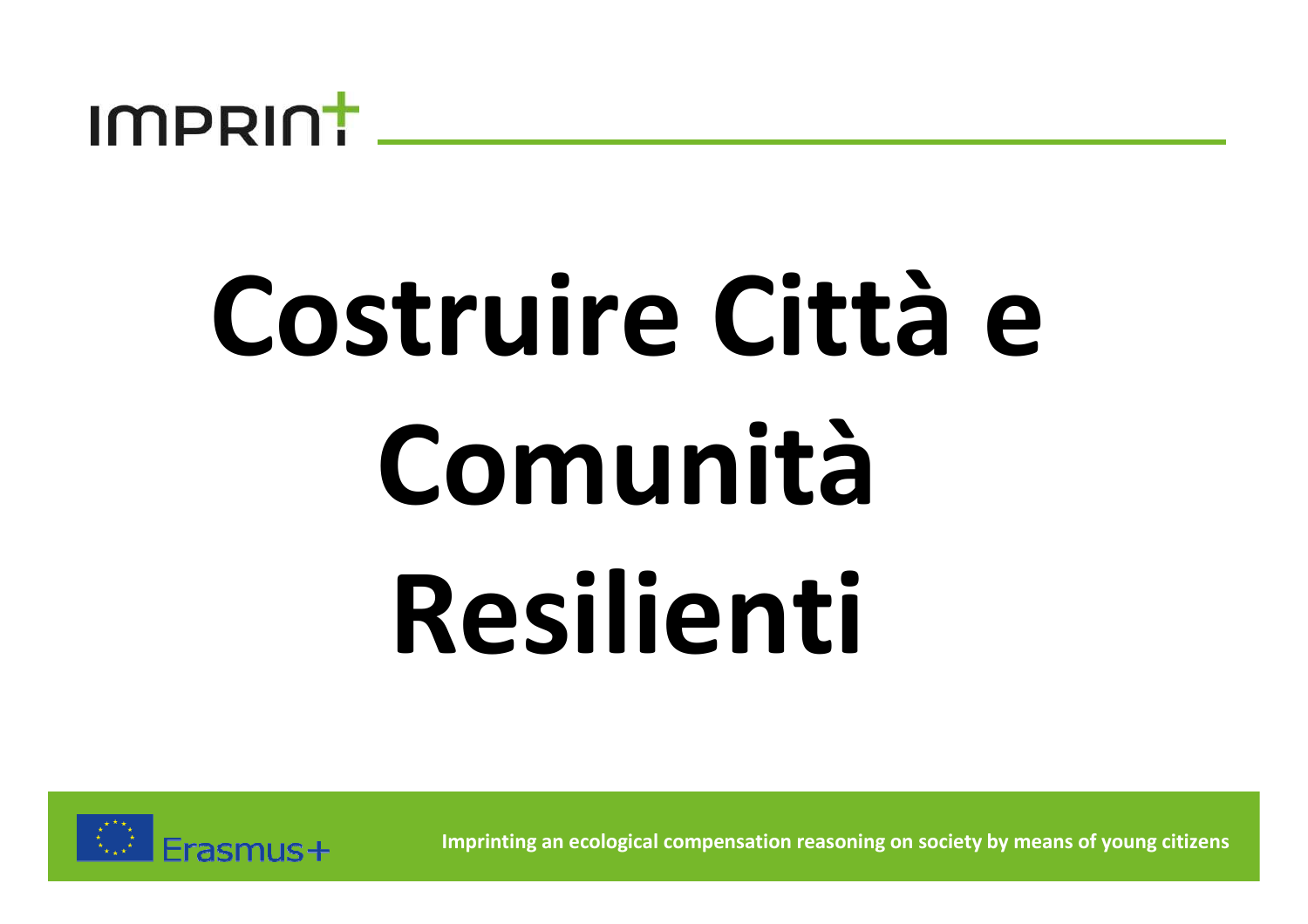IMPRINT

# Costruire Città e Comunità Resilienti

Erasmus+

Imprinting an ecological compensation reasoning on society by means of young citizens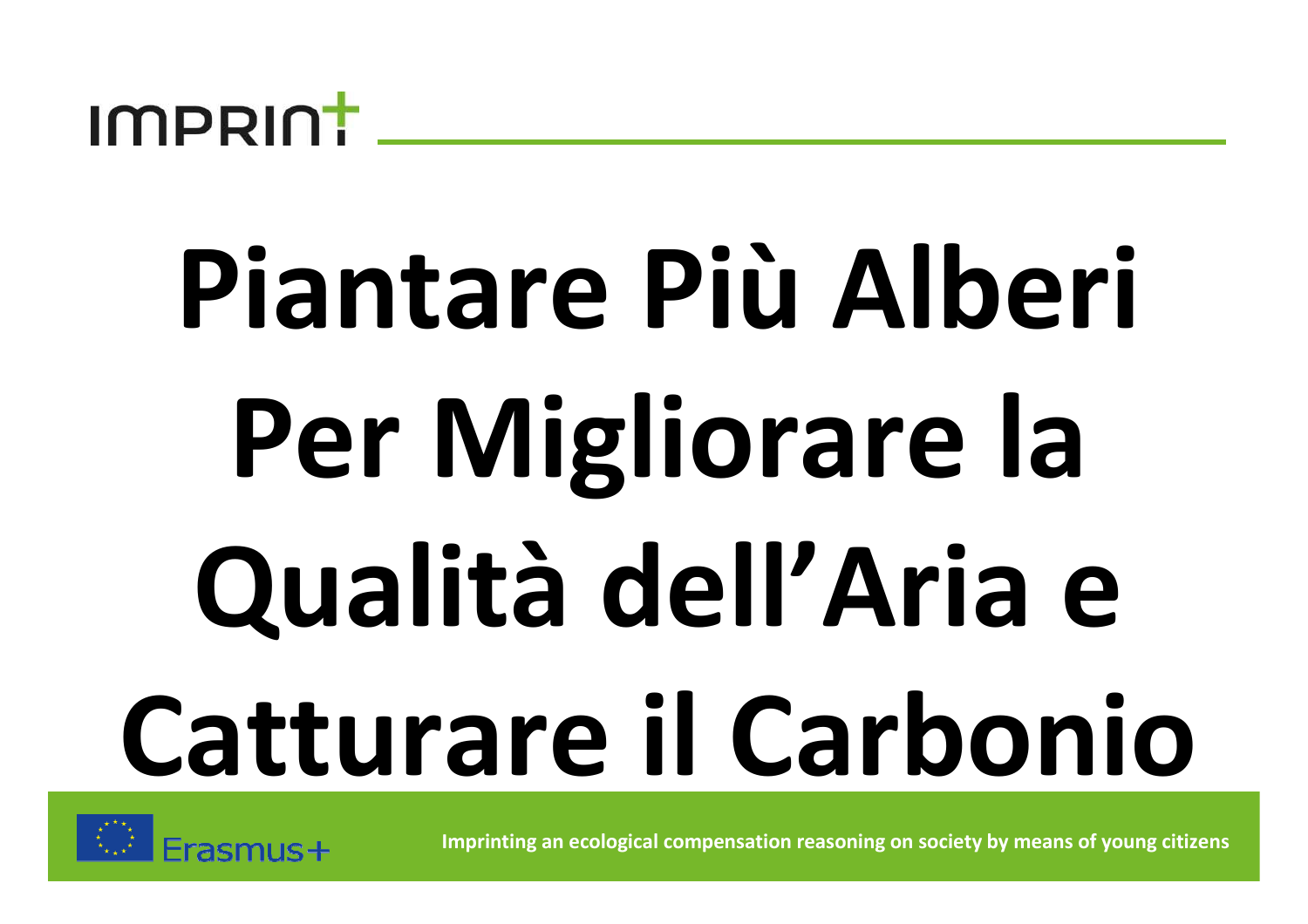# Piantare Più Alberi Per Migliorare la Qualità dell'Aria e Catturare il Carbonio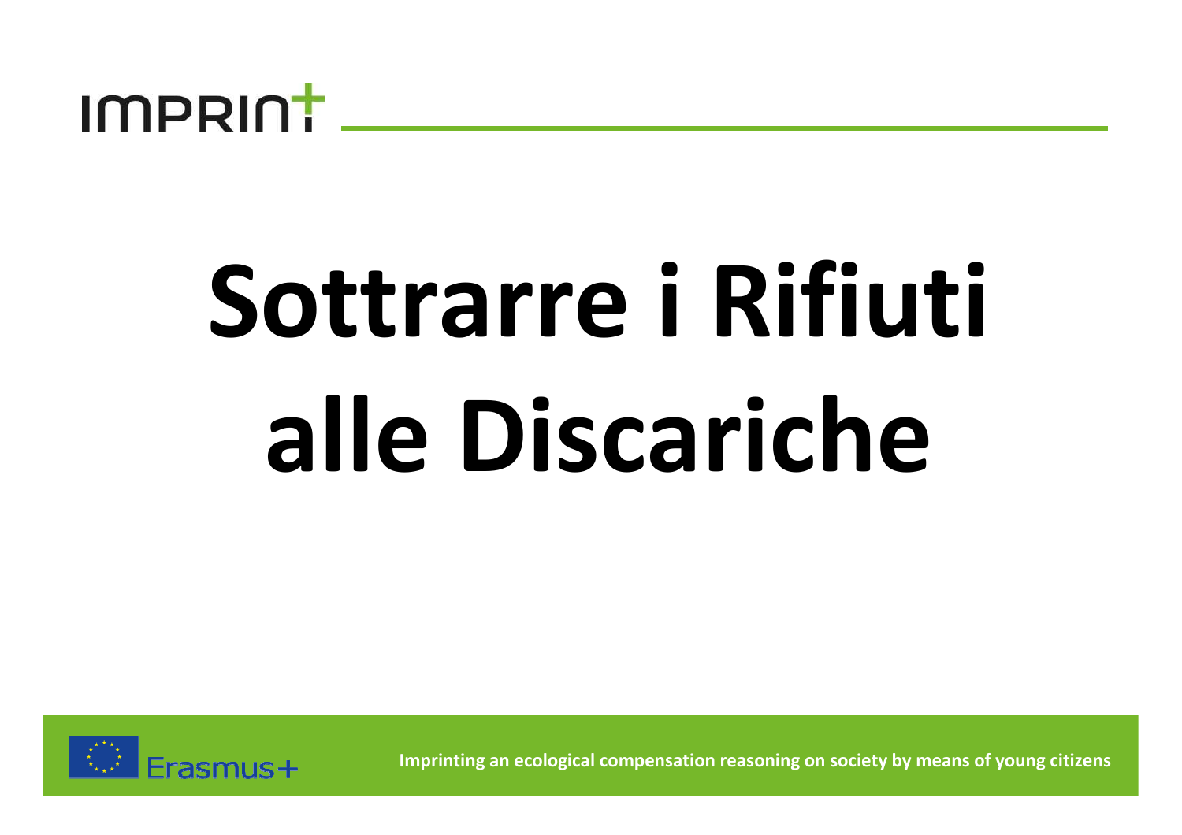# Sottrarre i Rifiuti alle Discariche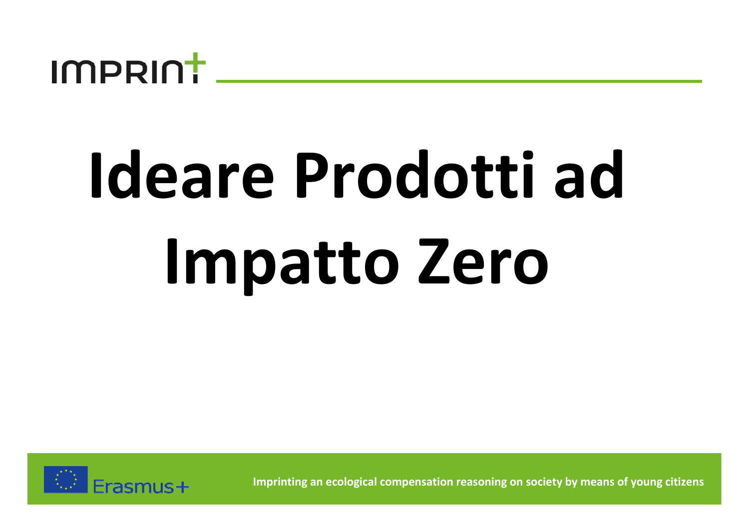# Ideare Prodotti ad Impatto Zero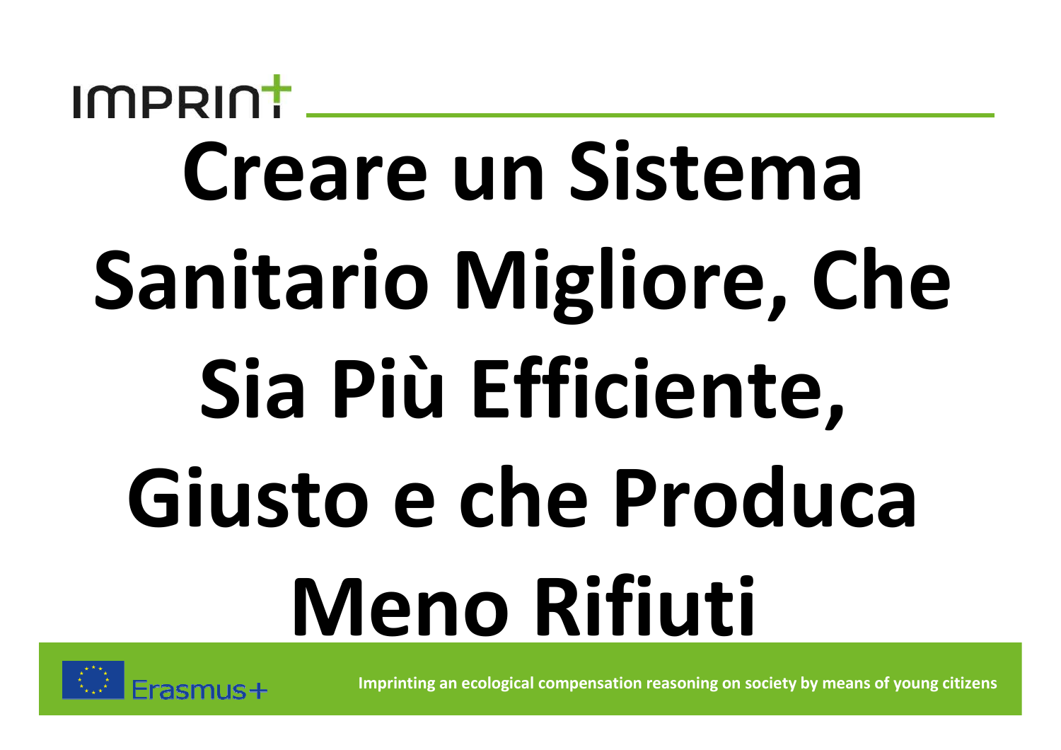# Creare un Sistema Sanitario Migliore, Che Sia Più Efficiente, Giusto e che Produca Meno Rifiuti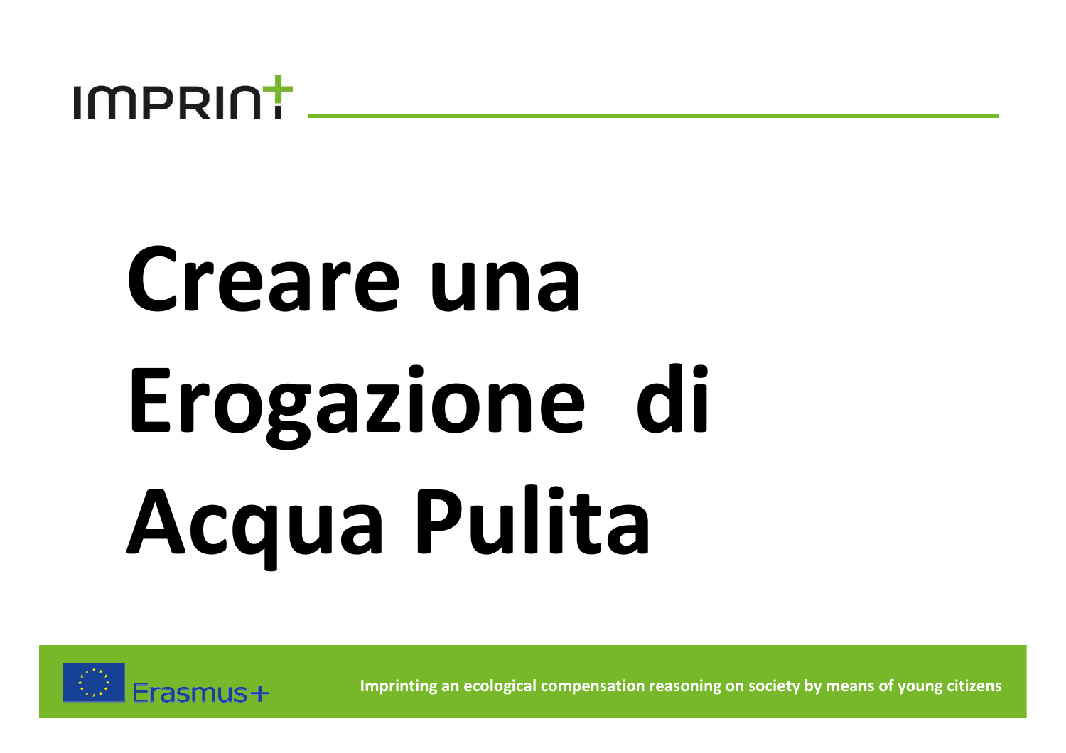# Creare una Erogazione di Acqua Pulita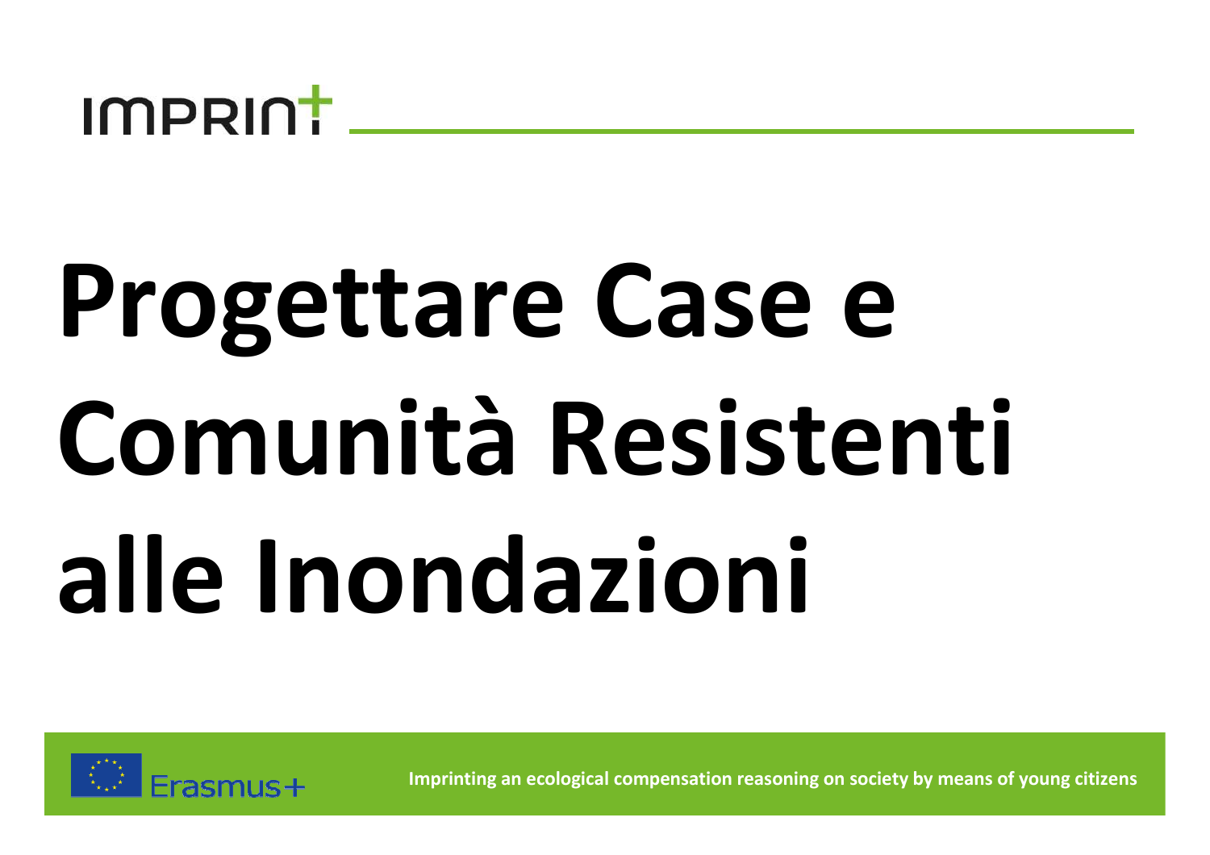# Progettare Case e Comunità Resistenti alle Inondazioni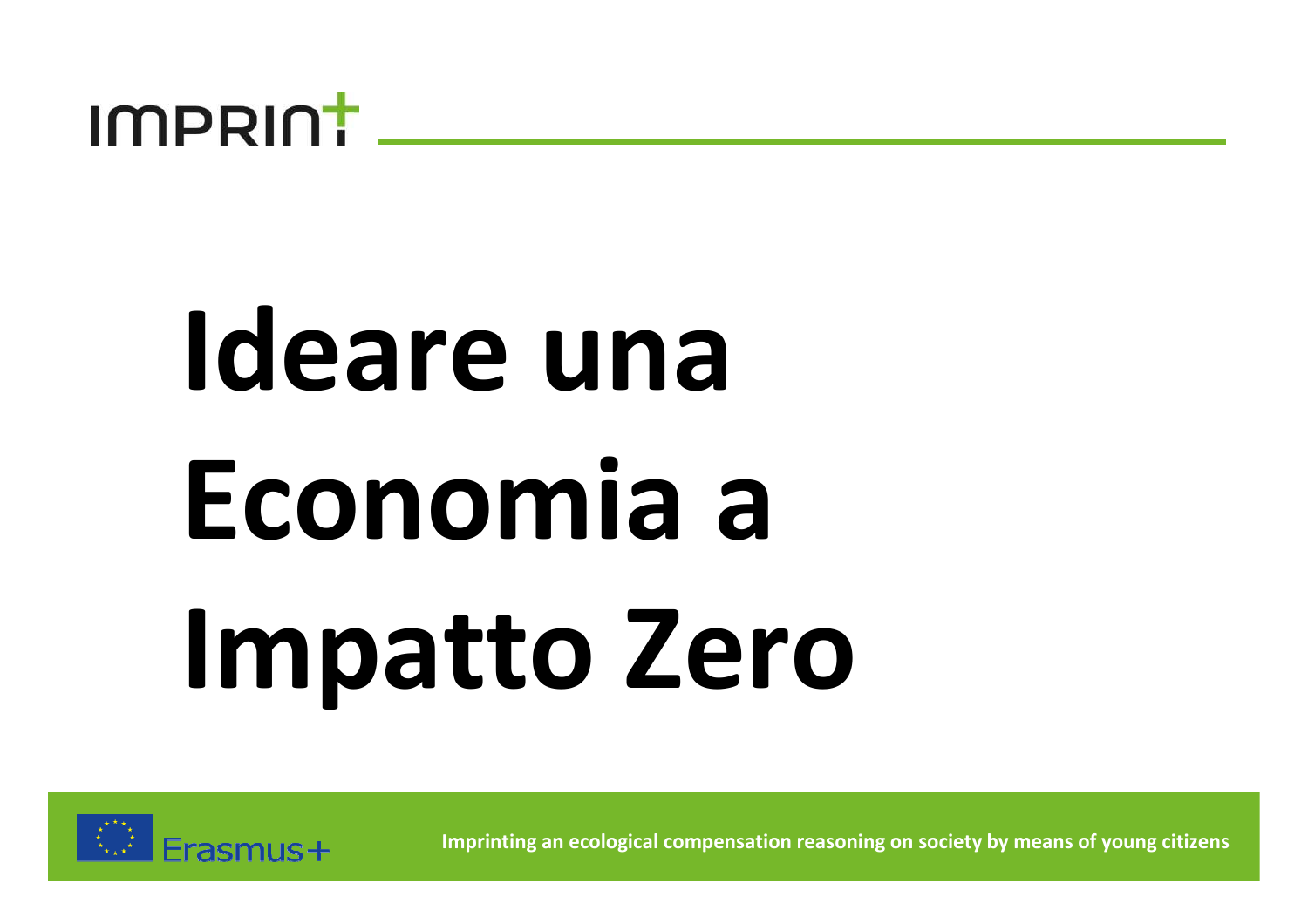# Ideare una Economia a Impatto Zero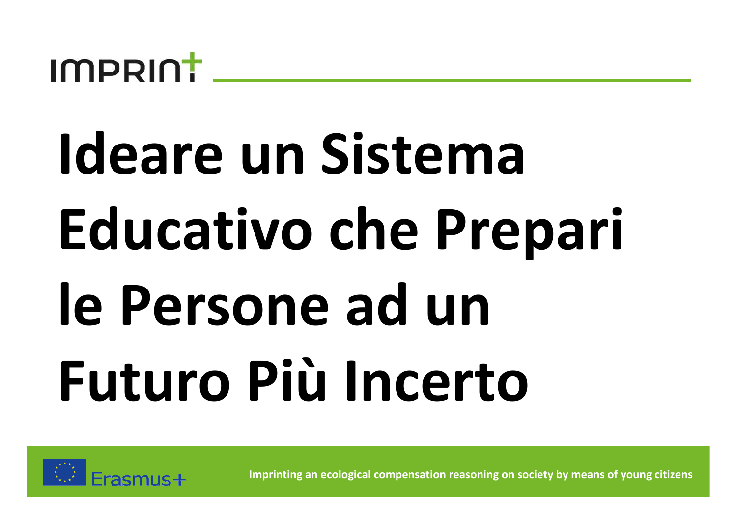# Ideare un Sistema Educativo che Prepari le Persone ad un Futuro Più Incerto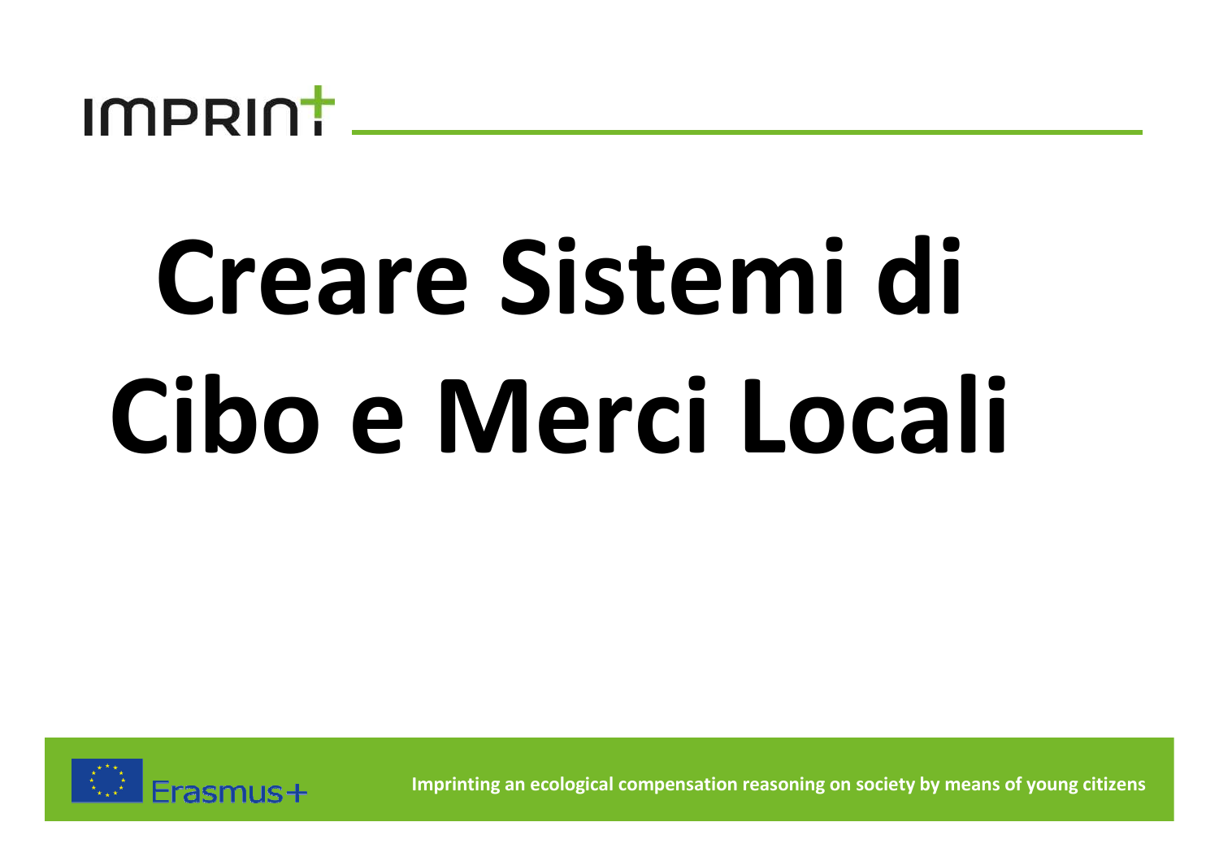# Creare Sistemi di Cibo e Merci Locali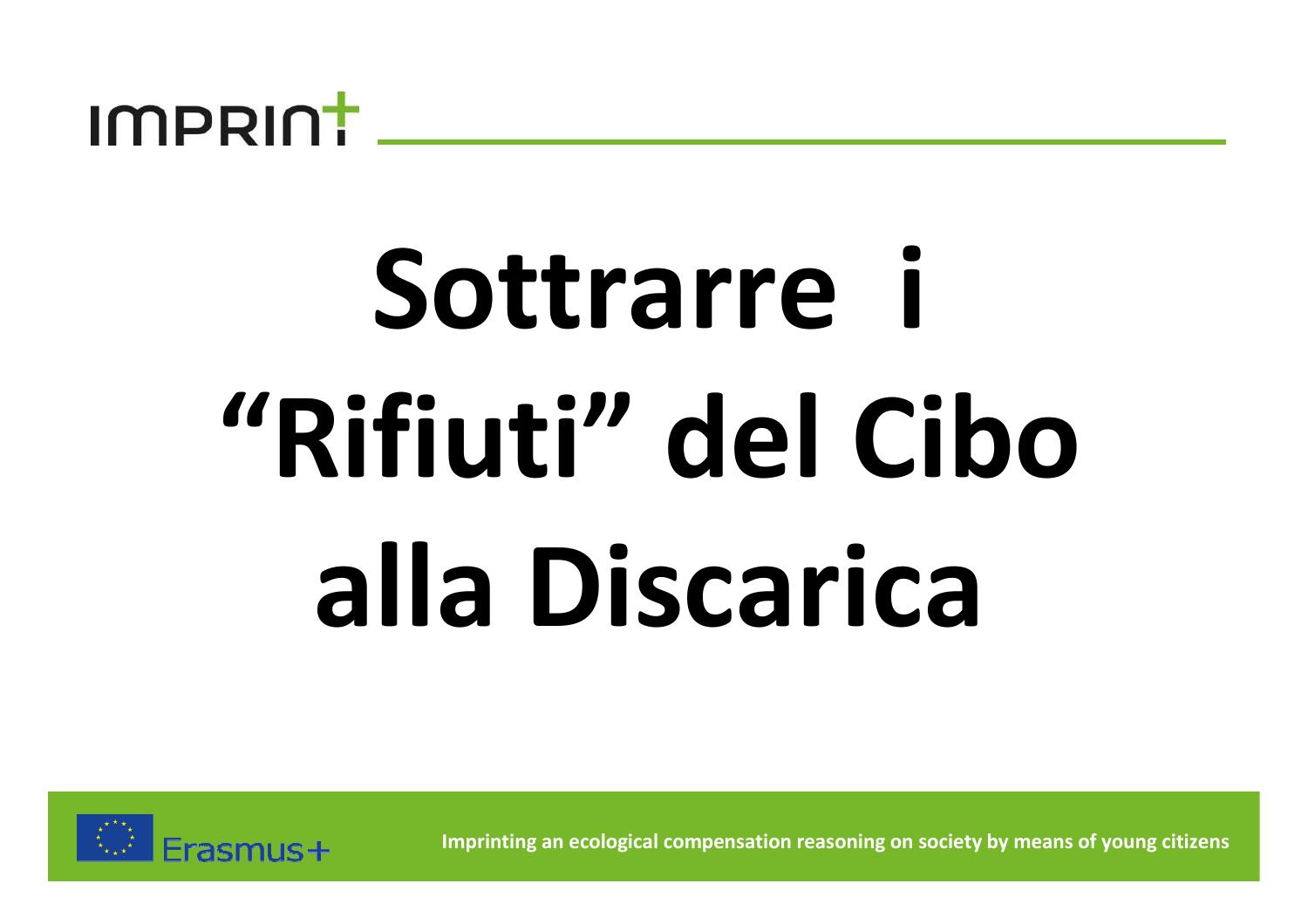# Sottrarre i "Rifiuti" del Cibo alla Discarica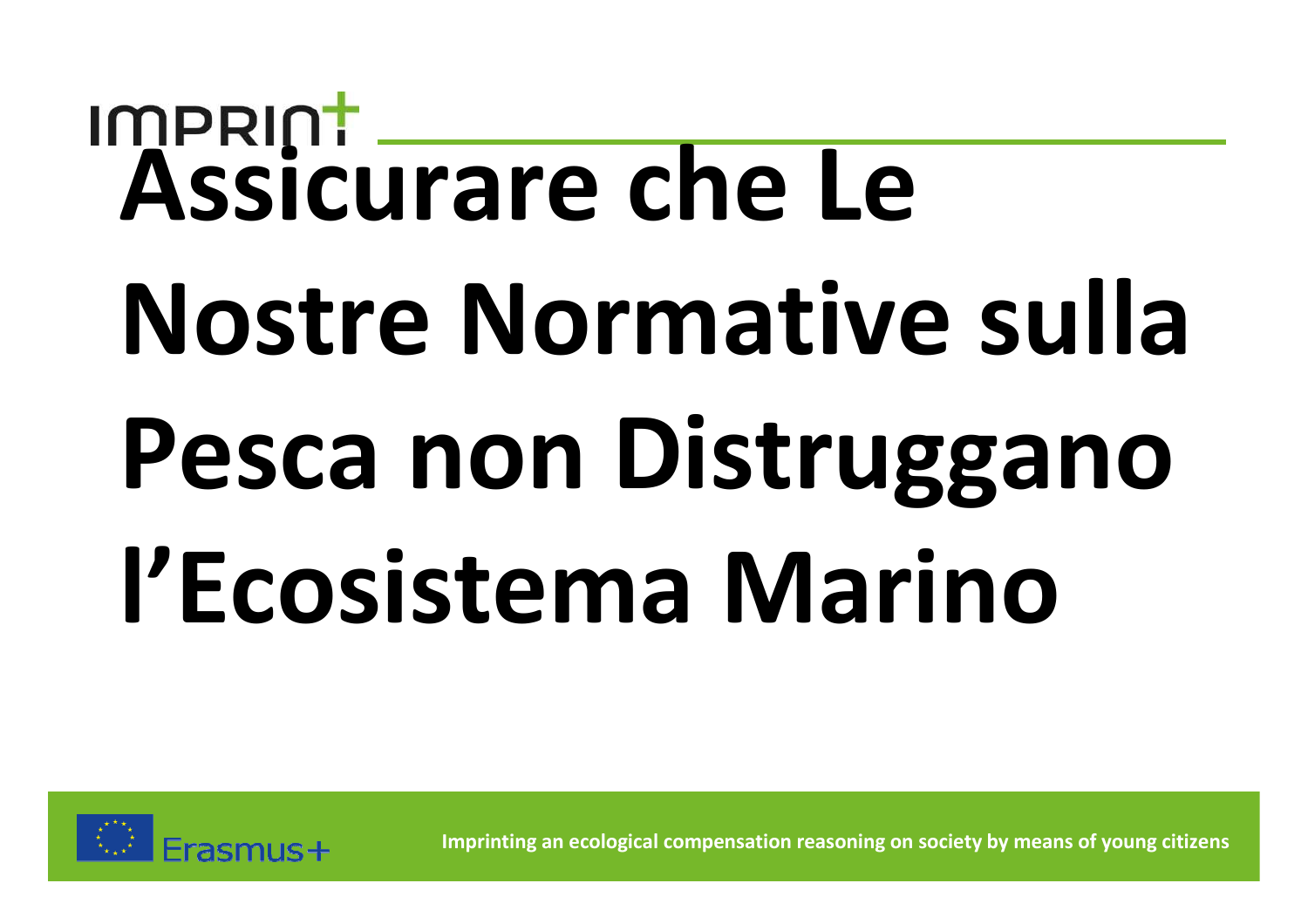# Assicurare che Le Nostre Normative sulla Pesca non Distruggano l'Ecosistema Marino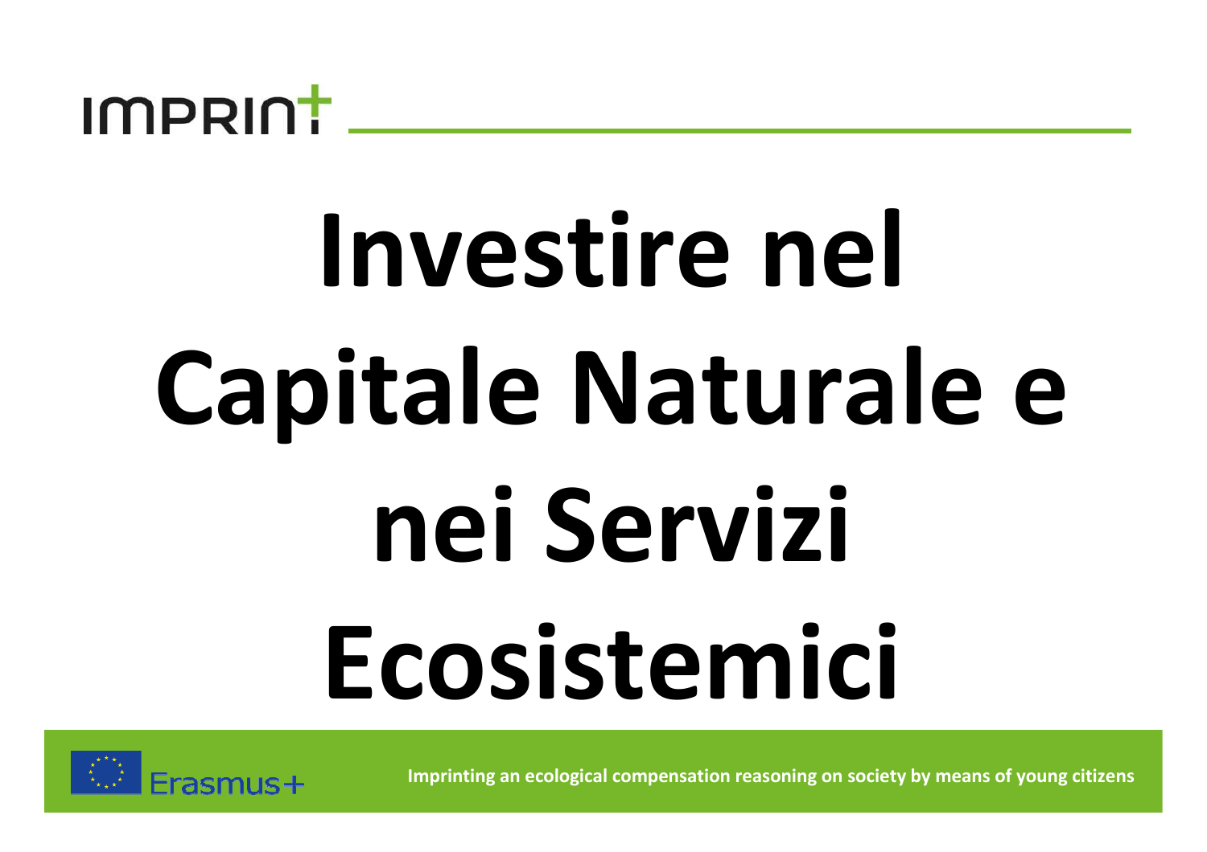# Investire nel Capitale Naturale e nei Servizi Ecosistemici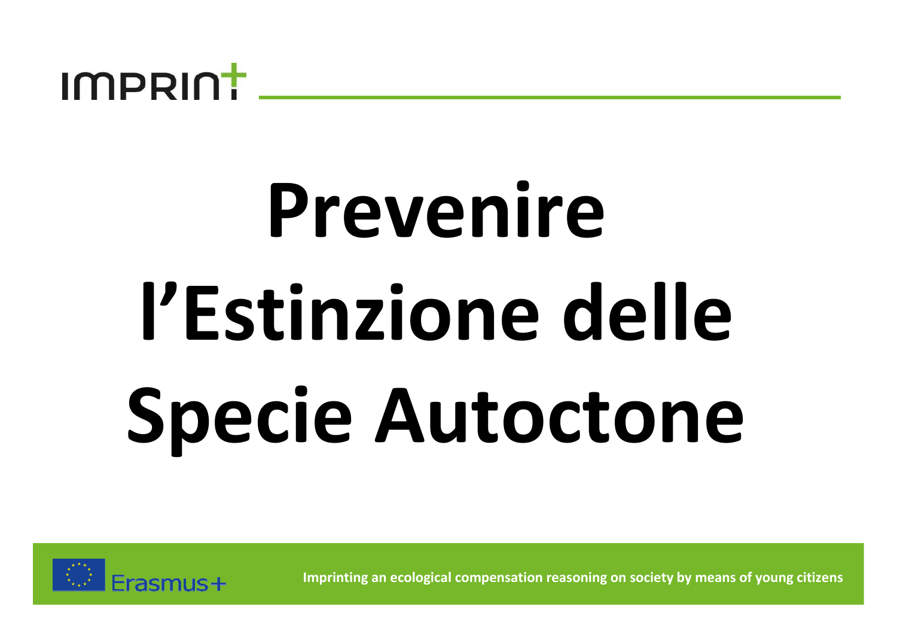# Prevenire l'Estinzione delle Specie Autoctone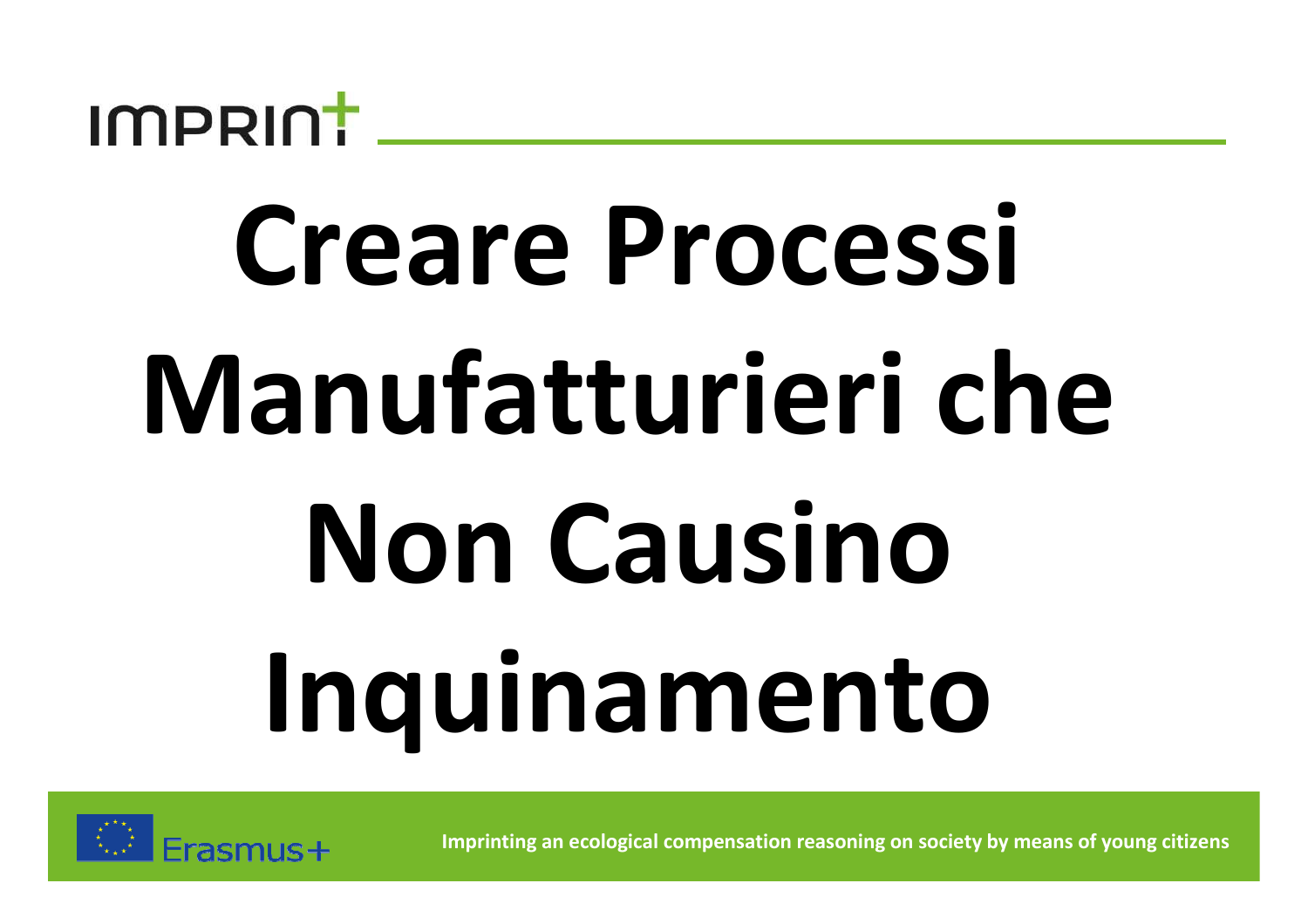# Creare Processi Manufatturieri che Non Causino Inquinamento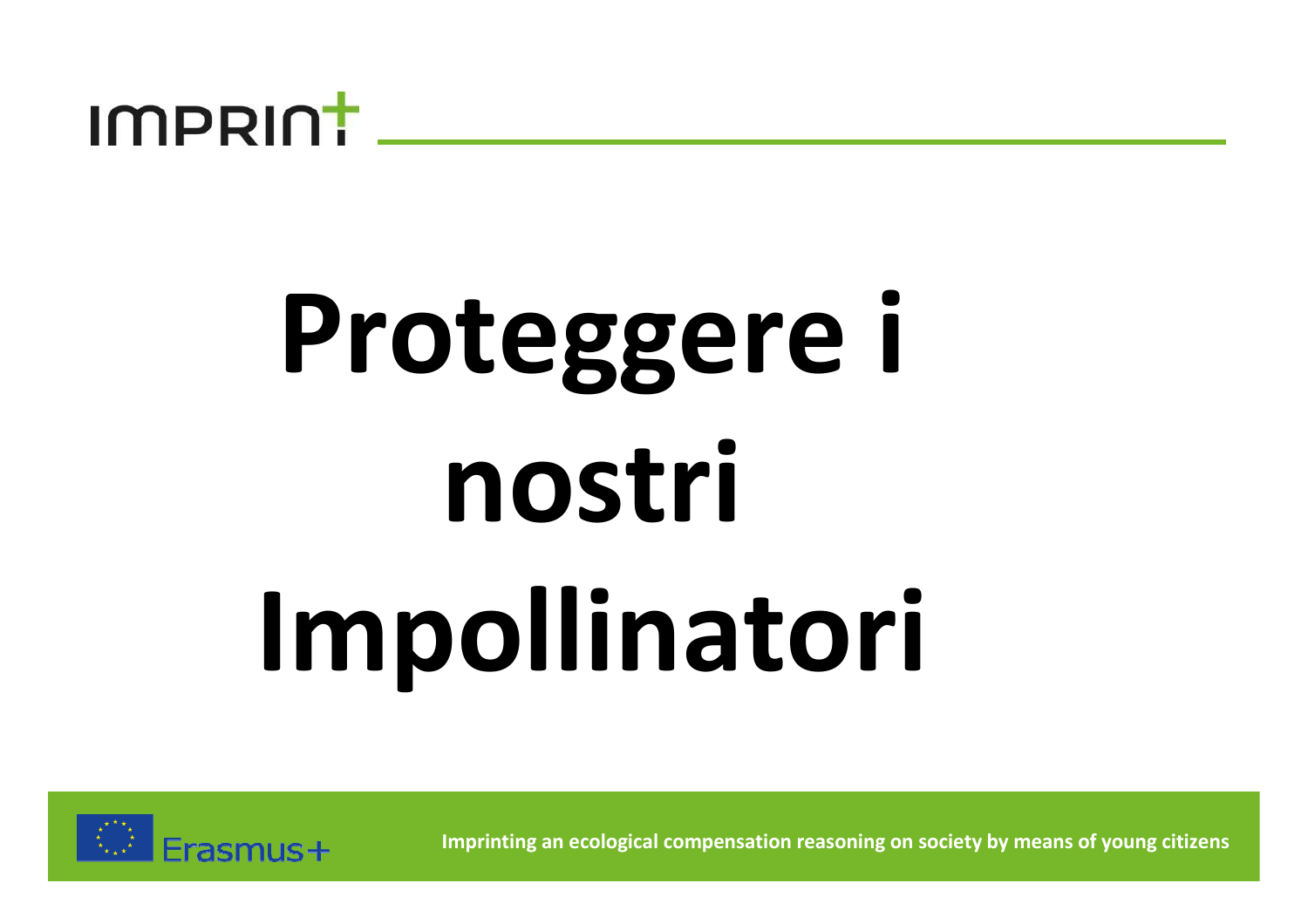# Proteggere i nostri Impollinatori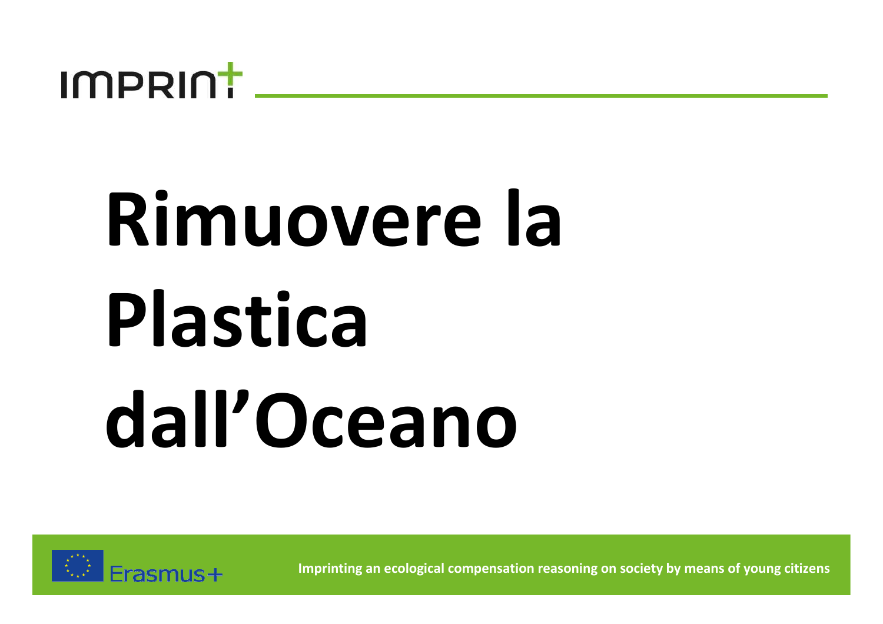# Rimuovere la Plastica dall'Oceano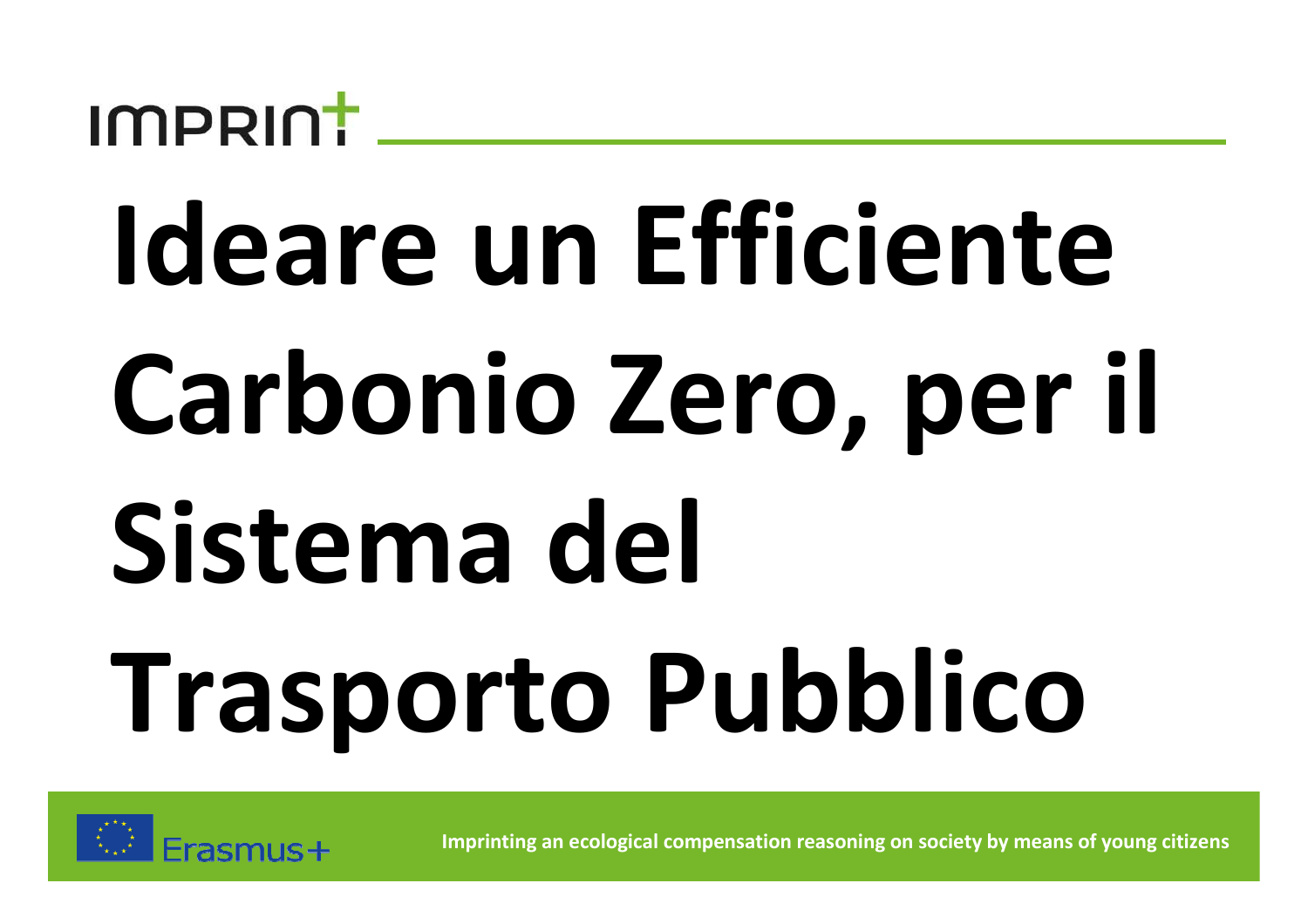IMPRINT

# Ideare un Efficiente Carbonio Zero, per il Sistema del Trasporto Pubblico

Erasmus+

Imprinting an ecological compensation reasoning on society by means of young citizens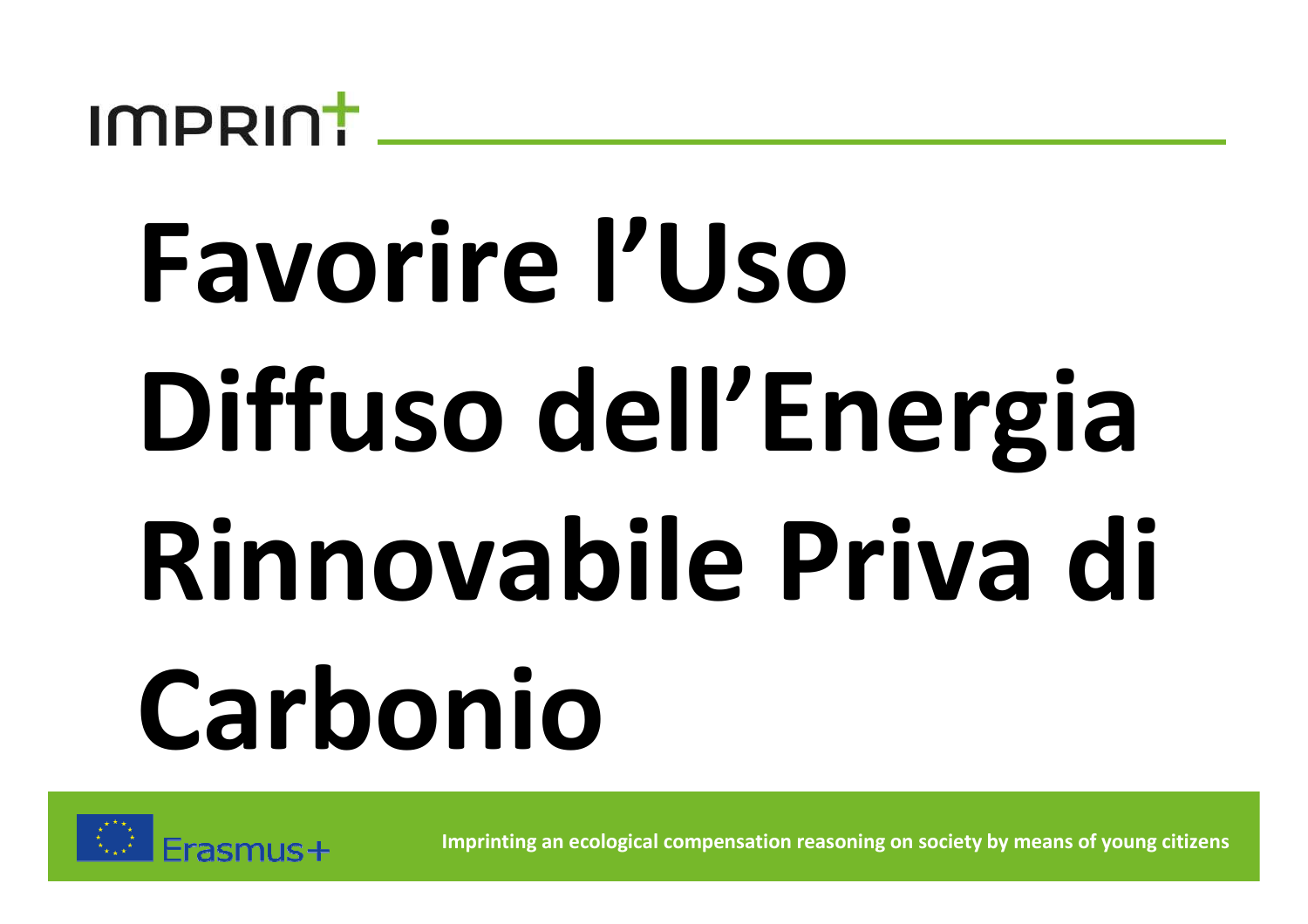# Favorire l'Uso Diffuso dell'Energia Rinnovabile Priva di Carbonio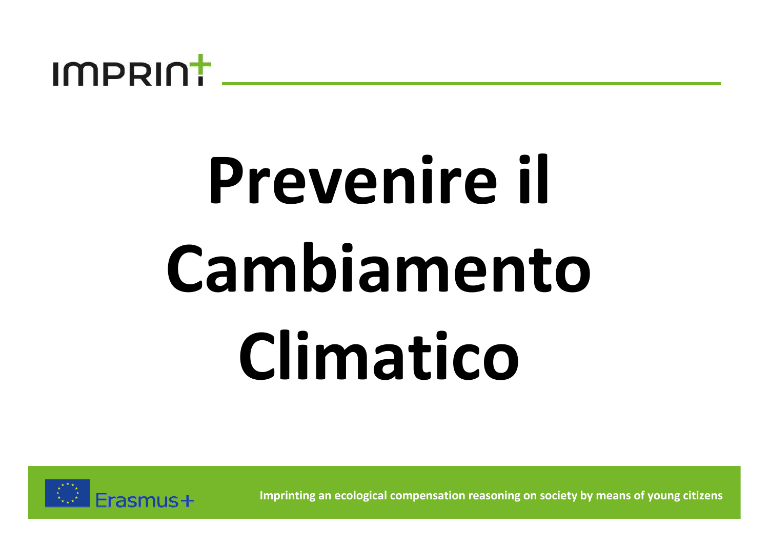# Prevenire il Cambiamento Climatico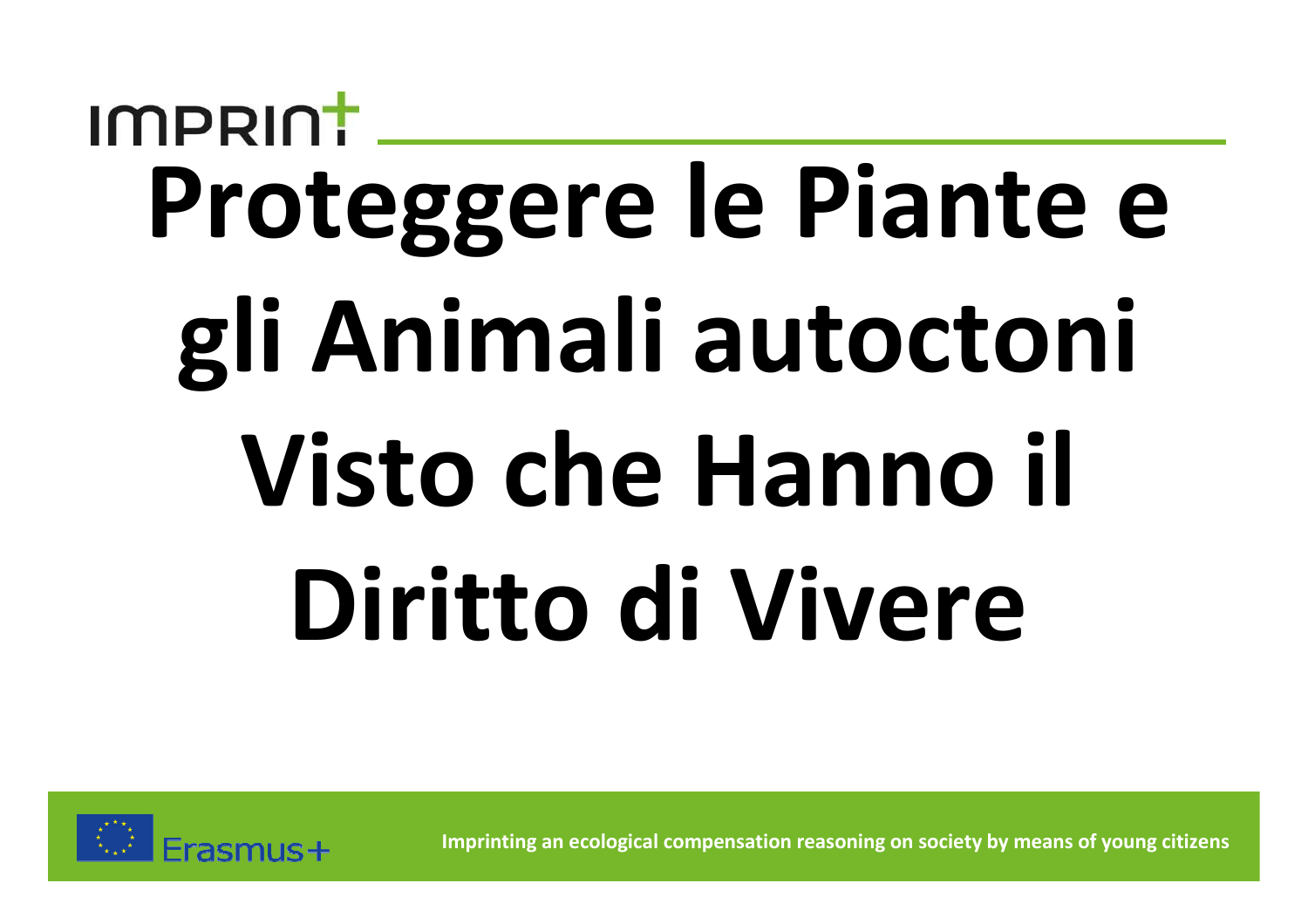IMPRINT

# Proteggere le Piante e gli Animali autoctoni Visto che Hanno il Diritto di Vivere

Erasmus+

Imprinting an ecological compensation reasoning on society by means of young citizens